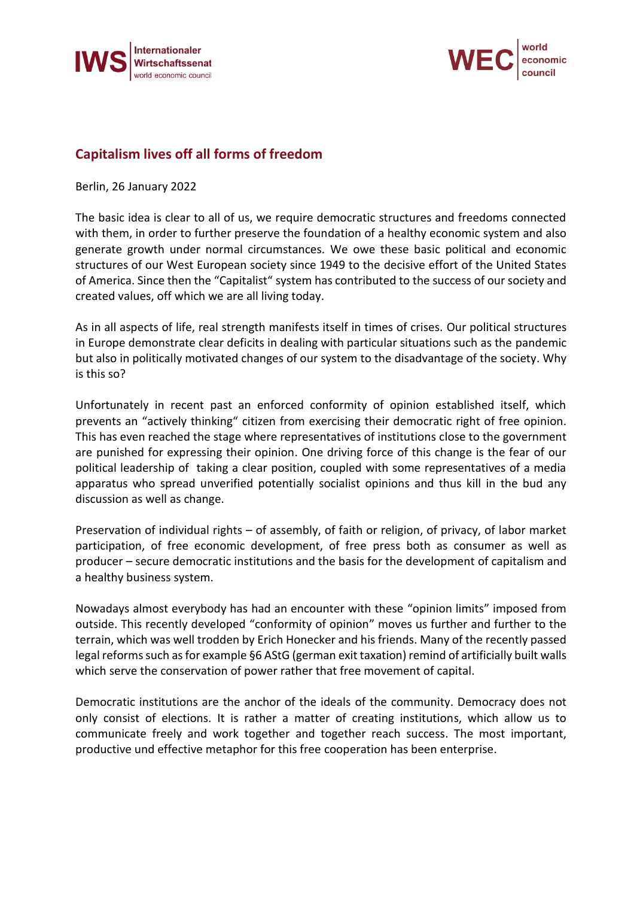# Capitalism lives off all forms of freedom

Berlin, 26 January 2022

The basic idea is clear to all of us, we require democratic structures and freedoms connected with them, in order to further preserve the foundation of a healthy economic system and also generate growth under normal circumstances. We owe these basic political and economic structures of our West European society since 1949 to the decisive effort of the United States of America. Since then the "Capitalist" system has contributed to the success of our society and created values, off which we are all living today.

As in all aspects of life, real strength manifests itself in times of crises. Our political structures in Europe demonstrate clear deficits in dealing with particular situations such as the pandemic but also in politically motivated changes of our system to the disadvantage of the society. Why is this so?

Unfortunately in recent past an enforced conformity of opinion established itself, which prevents an "actively thinking" citizen from exercising their democratic right of free opinion. This has even reached the stage where representatives of institutions close to the government are punished for expressing their opinion. One driving force of this change is the fear of our political leadership of taking a clear position, coupled with some representatives of a media apparatus who spread unverified potentially socialist opinions and thus kill in the bud any discussion as well as change.

Preservation of individual rights – of assembly, of faith or religion, of privacy, of labor market participation, of free economic development, of free press both as consumer as well as producer – secure democratic institutions and the basis for the development of capitalism and a healthy business system.

Nowadays almost everybody has had an encounter with these "opinion limits" imposed from outside. This recently developed "conformity of opinion" moves us further and further to the terrain, which was well trodden by Erich Honecker and his friends. Many of the recently passed legal reforms such as for example §6 AStG (german exit taxation) remind of artificially built walls which serve the conservation of power rather that free movement of capital.

Democratic institutions are the anchor of the ideals of the community. Democracy does not only consist of elections. It is rather a matter of creating institutions, which allow us to communicate freely and work together and together reach success. The most important, productive und effective metaphor for this free cooperation has been enterprise.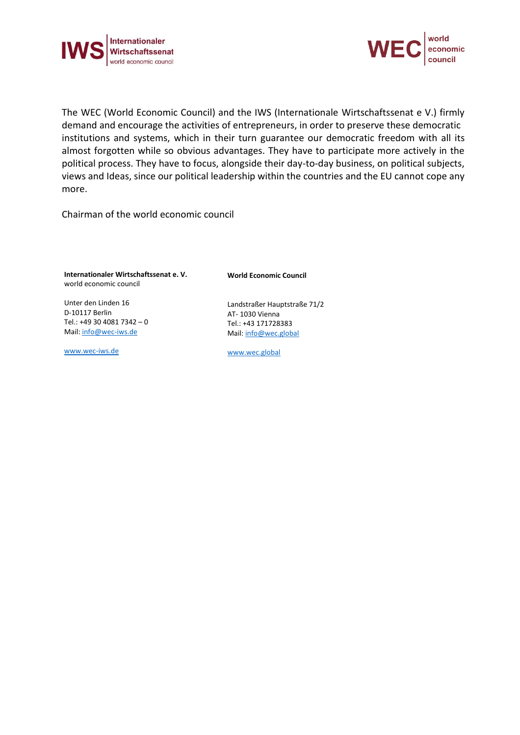The WEC (World Economic Council) and the IWS (Internationale Wirtschaftssenat e V.) firmly demand and encourage the activities of entrepreneurs, in order to preserve these democratic institutions and systems, which in their turn guarantee our democratic freedom with all its almost forgotten while so obvious advantages. They have to participate more actively in the political process. They have to focus, alongside their day-to-day business, on political subjects, views and Ideas, since our political leadership within the countries and the EU cannot cope any more.

Chairman of the world economic council

**Internationaler Wirtschaftssenat e. V.**
world economic council

Unter den Linden 16
D-10117 Berlin
Tel.: +49 30 4081 7342 – 0
Mail: info@wec-iws.de

www.wec-iws.de

**World Economic Council**

Landstraßer Hauptstraße 71/2
AT- 1030 Vienna
Tel.: +43 171728383
Mail: info@wec.global

www.wec.global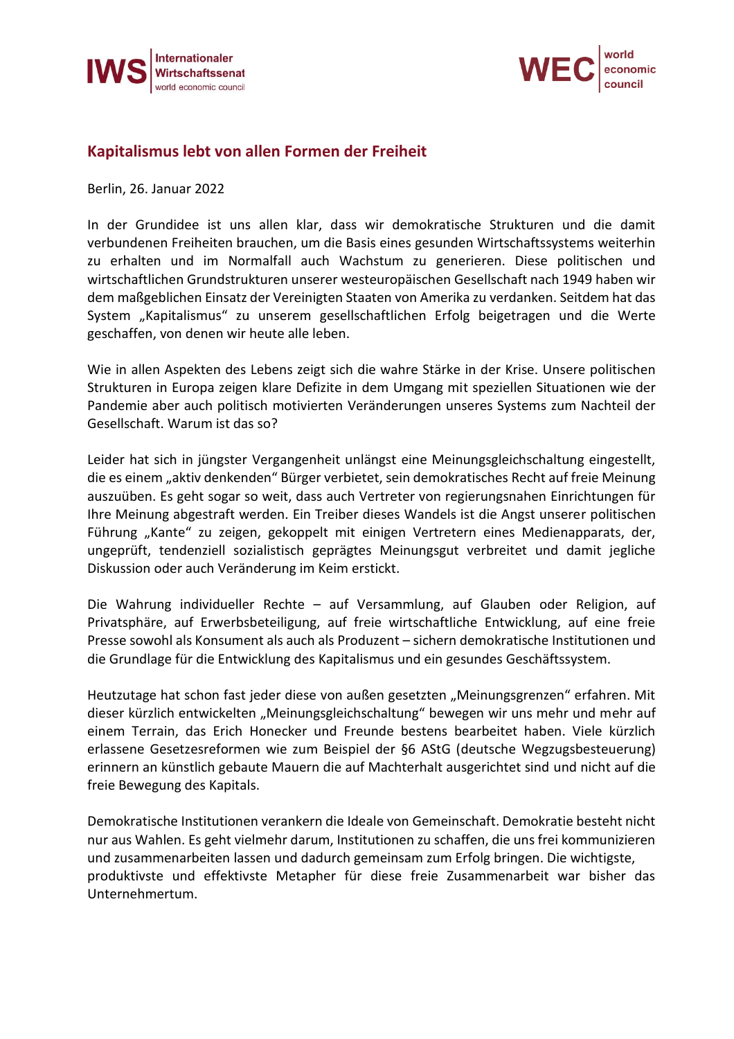## Kapitalismus lebt von allen Formen der Freiheit

Berlin, 26. Januar 2022

In der Grundidee ist uns allen klar, dass wir demokratische Strukturen und die damit verbundenen Freiheiten brauchen, um die Basis eines gesunden Wirtschaftssystems weiterhin zu erhalten und im Normalfall auch Wachstum zu generieren. Diese politischen und wirtschaftlichen Grundstrukturen unserer westeuropäischen Gesellschaft nach 1949 haben wir dem maßgeblichen Einsatz der Vereinigten Staaten von Amerika zu verdanken. Seitdem hat das System „Kapitalismus" zu unserem gesellschaftlichen Erfolg beigetragen und die Werte geschaffen, von denen wir heute alle leben.

Wie in allen Aspekten des Lebens zeigt sich die wahre Stärke in der Krise. Unsere politischen Strukturen in Europa zeigen klare Defizite in dem Umgang mit speziellen Situationen wie der Pandemie aber auch politisch motivierten Veränderungen unseres Systems zum Nachteil der Gesellschaft. Warum ist das so?

Leider hat sich in jüngster Vergangenheit unlängst eine Meinungsgleichschaltung eingestellt, die es einem „aktiv denkenden" Bürger verbietet, sein demokratisches Recht auf freie Meinung auszuüben. Es geht sogar so weit, dass auch Vertreter von regierungsnahen Einrichtungen für Ihre Meinung abgestraft werden. Ein Treiber dieses Wandels ist die Angst unserer politischen Führung „Kante" zu zeigen, gekoppelt mit einigen Vertretern eines Medienapparats, der, ungeprüft, tendenziell sozialistisch geprägtes Meinungsgut verbreitet und damit jegliche Diskussion oder auch Veränderung im Keim erstickt.

Die Wahrung individueller Rechte – auf Versammlung, auf Glauben oder Religion, auf Privatsphäre, auf Erwerbsbeteiligung, auf freie wirtschaftliche Entwicklung, auf eine freie Presse sowohl als Konsument als auch als Produzent – sichern demokratische Institutionen und die Grundlage für die Entwicklung des Kapitalismus und ein gesundes Geschäftssystem.

Heutzutage hat schon fast jeder diese von außen gesetzten „Meinungsgrenzen" erfahren. Mit dieser kürzlich entwickelten „Meinungsgleichschaltung" bewegen wir uns mehr und mehr auf einem Terrain, das Erich Honecker und Freunde bestens bearbeitet haben. Viele kürzlich erlassene Gesetzesreformen wie zum Beispiel der §6 AStG (deutsche Wegzugsbesteuerung) erinnern an künstlich gebaute Mauern die auf Machterhalt ausgerichtet sind und nicht auf die freie Bewegung des Kapitals.

Demokratische Institutionen verankern die Ideale von Gemeinschaft. Demokratie besteht nicht nur aus Wahlen. Es geht vielmehr darum, Institutionen zu schaffen, die uns frei kommunizieren und zusammenarbeiten lassen und dadurch gemeinsam zum Erfolg bringen. Die wichtigste, produktivste und effektivste Metapher für diese freie Zusammenarbeit war bisher das Unternehmertum.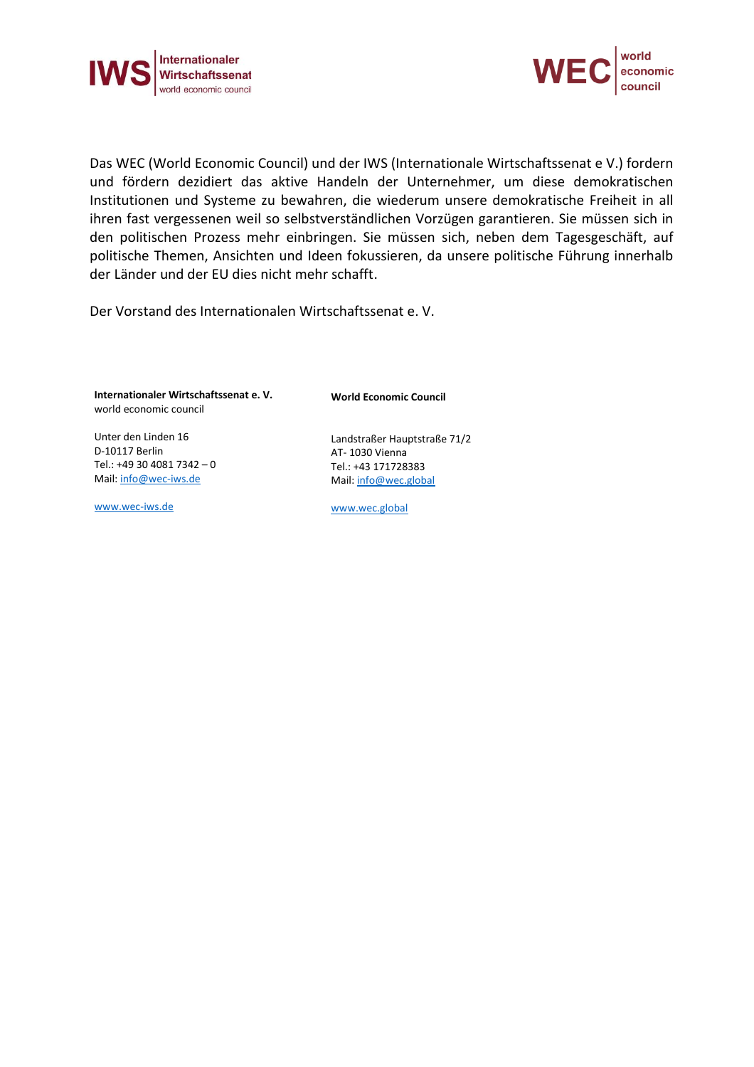Das WEC (World Economic Council) und der IWS (Internationale Wirtschaftssenat e V.) fordern und fördern dezidiert das aktive Handeln der Unternehmer, um diese demokratischen Institutionen und Systeme zu bewahren, die wiederum unsere demokratische Freiheit in all ihren fast vergessenen weil so selbstverständlichen Vorzügen garantieren. Sie müssen sich in den politischen Prozess mehr einbringen. Sie müssen sich, neben dem Tagesgeschäft, auf politische Themen, Ansichten und Ideen fokussieren, da unsere politische Führung innerhalb der Länder und der EU dies nicht mehr schafft.

Der Vorstand des Internationalen Wirtschaftssenat e. V.

**Internationaler Wirtschaftssenat e. V.**
world economic council

Unter den Linden 16
D-10117 Berlin
Tel.: +49 30 4081 7342 – 0
Mail: info@wec-iws.de

www.wec-iws.de

**World Economic Council**

Landstraßer Hauptstraße 71/2
AT- 1030 Vienna
Tel.: +43 171728383
Mail: info@wec.global

www.wec.global